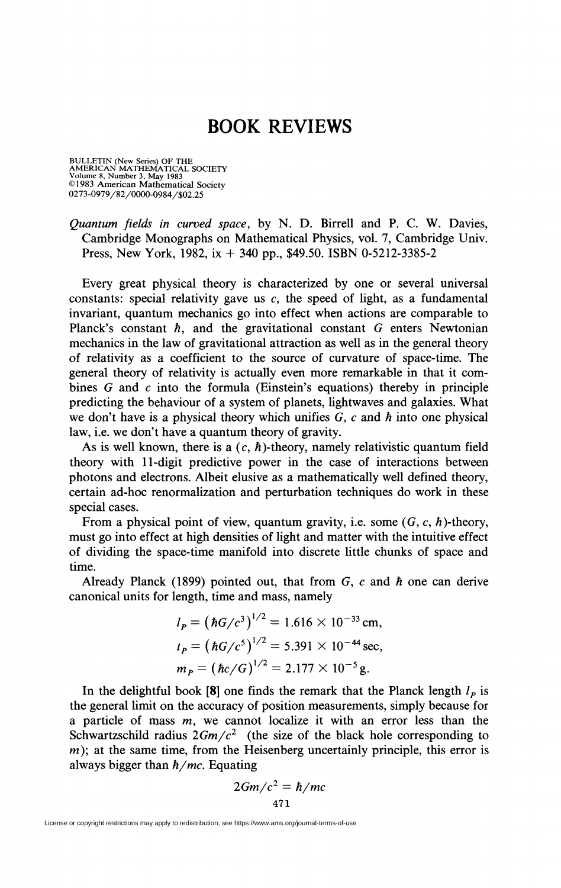# BOOK REVIEWS

BULLETIN (New Series) OF THE AMERICAN MATHEMATICAL SOCIETY
Volume 8, Number 3, May 1983
©1983 American Mathematical Society
0273-0979/82/0000-0984/$02.25

*Quantum fields in curved space*, by N. D. Birrell and P. C. W. Davies, Cambridge Monographs on Mathematical Physics, vol. 7, Cambridge Univ. Press, New York, 1982, ix + 340 pp., $49.50. ISBN 0-5212-3385-2

Every great physical theory is characterized by one or several universal constants: special relativity gave us $c$, the speed of light, as a fundamental invariant, quantum mechanics go into effect when actions are comparable to Planck's constant $\hbar$, and the gravitational constant $G$ enters Newtonian mechanics in the law of gravitational attraction as well as in the general theory of relativity as a coefficient to the source of curvature of space-time. The general theory of relativity is actually even more remarkable in that it combines $G$ and $c$ into the formula (Einstein's equations) thereby in principle predicting the behaviour of a system of planets, lightwaves and galaxies. What we don't have is a physical theory which unifies $G$, $c$ and $\hbar$ into one physical law, i.e. we don't have a quantum theory of gravity.

As is well known, there is a $(c, \hbar)$-theory, namely relativistic quantum field theory with 11-digit predictive power in the case of interactions between photons and electrons. Albeit elusive as a mathematically well defined theory, certain ad-hoc renormalization and perturbation techniques do work in these special cases.

From a physical point of view, quantum gravity, i.e. some $(G, c, \hbar)$-theory, must go into effect at high densities of light and matter with the intuitive effect of dividing the space-time manifold into discrete little chunks of space and time.

Already Planck (1899) pointed out, that from $G$, $c$ and $\hbar$ one can derive canonical units for length, time and mass, namely

$$l_P = (\hbar G/c^3)^{1/2} = 1.616 \times 10^{-33}\,\text{cm},$$

$$t_P = (\hbar G/c^5)^{1/2} = 5.391 \times 10^{-44}\,\text{sec},$$

$$m_P = (\hbar c/G)^{1/2} = 2.177 \times 10^{-5}\,\text{g}.$$

In the delightful book **[8]** one finds the remark that the Planck length $l_P$ is the general limit on the accuracy of position measurements, simply because for a particle of mass $m$, we cannot localize it with an error less than the Schwartzschild radius $2Gm/c^2$ (the size of the black hole corresponding to $m$); at the same time, from the Heisenberg uncertainly principle, this error is always bigger than $\hbar/mc$. Equating

$$2Gm/c^2 = \hbar/mc$$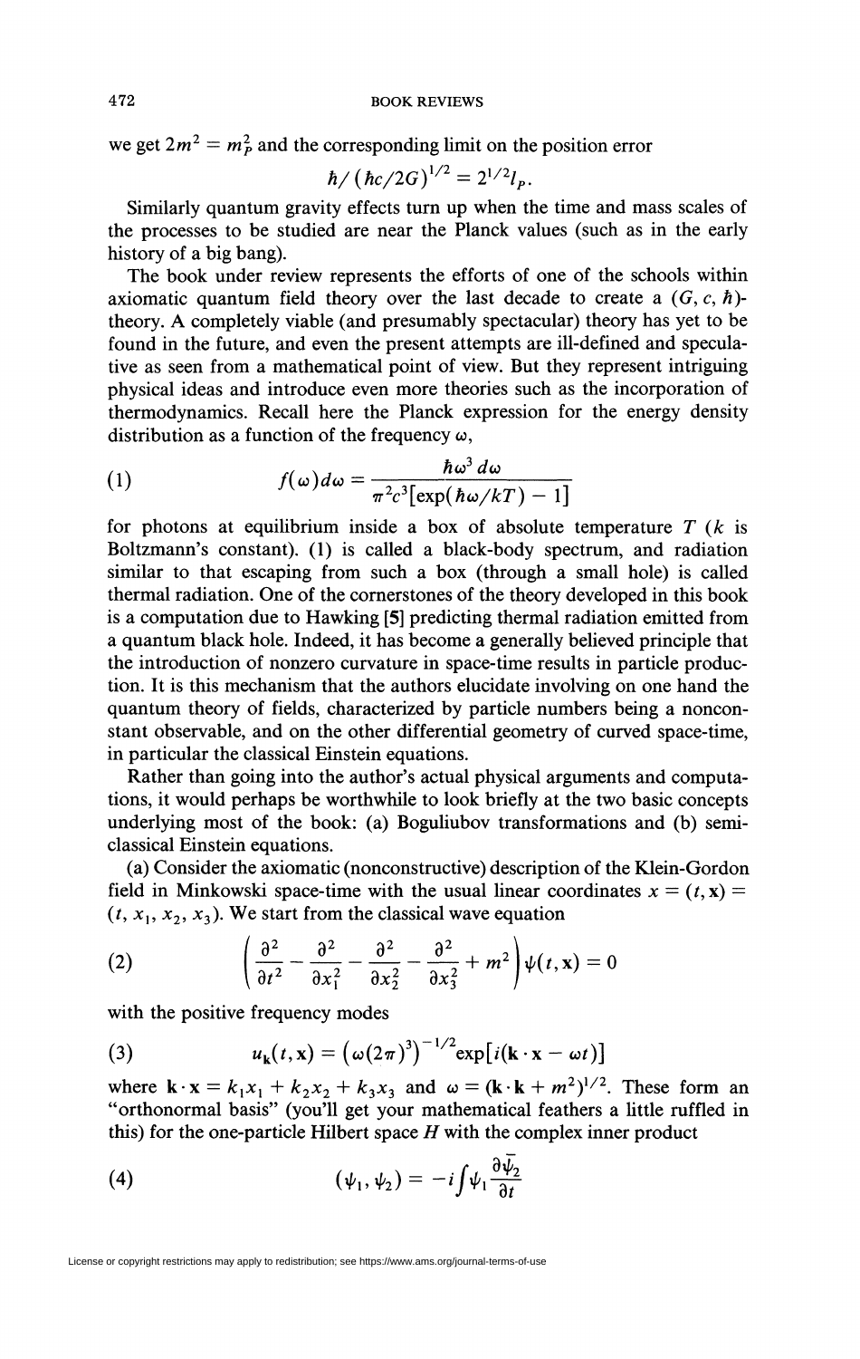we get $2m^2 = m_P^2$ and the corresponding limit on the position error

$$\hbar/(\hbar c/2G)^{1/2} = 2^{1/2} l_P.$$

Similarly quantum gravity effects turn up when the time and mass scales of the processes to be studied are near the Planck values (such as in the early history of a big bang).

The book under review represents the efforts of one of the schools within axiomatic quantum field theory over the last decade to create a $(G, c, \hbar)$-theory. A completely viable (and presumably spectacular) theory has yet to be found in the future, and even the present attempts are ill-defined and speculative as seen from a mathematical point of view. But they represent intriguing physical ideas and introduce even more theories such as the incorporation of thermodynamics. Recall here the Planck expression for the energy density distribution as a function of the frequency $\omega$,

$$(1) \qquad f(\omega)\,d\omega = \frac{\hbar\omega^3\,d\omega}{\pi^2 c^3[\exp(\hbar\omega/kT) - 1]}$$

for photons at equilibrium inside a box of absolute temperature $T$ ($k$ is Boltzmann's constant). (1) is called a black-body spectrum, and radiation similar to that escaping from such a box (through a small hole) is called thermal radiation. One of the cornerstones of the theory developed in this book is a computation due to Hawking **[5]** predicting thermal radiation emitted from a quantum black hole. Indeed, it has become a generally believed principle that the introduction of nonzero curvature in space-time results in particle production. It is this mechanism that the authors elucidate involving on one hand the quantum theory of fields, characterized by particle numbers being a nonconstant observable, and on the other differential geometry of curved space-time, in particular the classical Einstein equations.

Rather than going into the author's actual physical arguments and computations, it would perhaps be worthwhile to look briefly at the two basic concepts underlying most of the book: (a) Boguliubov transformations and (b) semi-classical Einstein equations.

(a) Consider the axiomatic (nonconstructive) description of the Klein-Gordon field in Minkowski space-time with the usual linear coordinates $x = (t, \mathbf{x}) = (t, x_1, x_2, x_3)$. We start from the classical wave equation

$$(2) \qquad \left(\frac{\partial^2}{\partial t^2} - \frac{\partial^2}{\partial x_1^2} - \frac{\partial^2}{\partial x_2^2} - \frac{\partial^2}{\partial x_3^2} + m^2\right)\psi(t, \mathbf{x}) = 0$$

with the positive frequency modes

$$(3) \qquad u_{\mathbf{k}}(t, \mathbf{x}) = \left(\omega(2\pi)^3\right)^{-1/2} \exp[i(\mathbf{k}\cdot\mathbf{x} - \omega t)]$$

where $\mathbf{k}\cdot\mathbf{x} = k_1 x_1 + k_2 x_2 + k_3 x_3$ and $\omega = (\mathbf{k}\cdot\mathbf{k} + m^2)^{1/2}$. These form an "orthonormal basis" (you'll get your mathematical feathers a little ruffled in this) for the one-particle Hilbert space $H$ with the complex inner product

$$(4) \qquad (\psi_1, \psi_2) = -i\int \psi_1 \frac{\partial \bar{\psi}_2}{\partial t}$$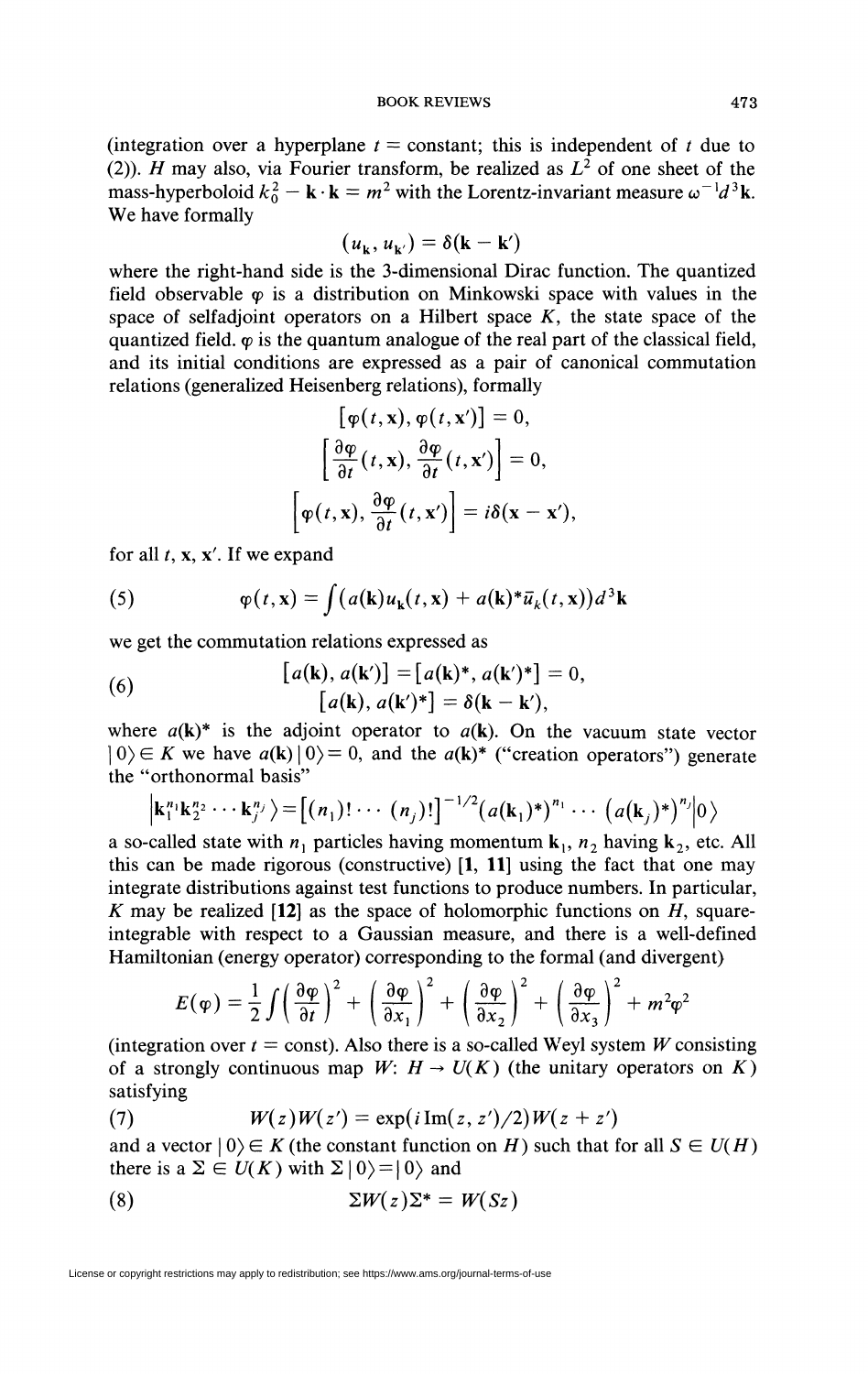(integration over a hyperplane $t = $ constant; this is independent of $t$ due to (2)). $H$ may also, via Fourier transform, be realized as $L^2$ of one sheet of the mass-hyperboloid $k_0^2 - \mathbf{k}\cdot\mathbf{k} = m^2$ with the Lorentz-invariant measure $\omega^{-1}d^3\mathbf{k}$. We have formally

$$(u_{\mathbf{k}}, u_{\mathbf{k}'}) = \delta(\mathbf{k} - \mathbf{k}')$$

where the right-hand side is the 3-dimensional Dirac function. The quantized field observable $\varphi$ is a distribution on Minkowski space with values in the space of selfadjoint operators on a Hilbert space $K$, the state space of the quantized field. $\varphi$ is the quantum analogue of the real part of the classical field, and its initial conditions are expressed as a pair of canonical commutation relations (generalized Heisenberg relations), formally

$$[\varphi(t,\mathbf{x}), \varphi(t,\mathbf{x}')] = 0,$$

$$\left[\frac{\partial\varphi}{\partial t}(t,\mathbf{x}), \frac{\partial\varphi}{\partial t}(t,\mathbf{x}')\right] = 0,$$

$$\left[\varphi(t,\mathbf{x}), \frac{\partial\varphi}{\partial t}(t,\mathbf{x}')\right] = i\delta(\mathbf{x} - \mathbf{x}'),$$

for all $t$, $\mathbf{x}$, $\mathbf{x}'$. If we expand

$$\varphi(t,\mathbf{x}) = \int \left(a(\mathbf{k})u_{\mathbf{k}}(t,\mathbf{x}) + a(\mathbf{k})^*\bar{u}_k(t,\mathbf{x})\right)d^3\mathbf{k} \tag{5}$$

we get the commutation relations expressed as

$$\begin{aligned}[a(\mathbf{k}), a(\mathbf{k}')] &= [a(\mathbf{k})^*, a(\mathbf{k}')^*] = 0, \\ [a(\mathbf{k}), a(\mathbf{k}')^*] &= \delta(\mathbf{k} - \mathbf{k}'),\end{aligned} \tag{6}$$

where $a(\mathbf{k})^*$ is the adjoint operator to $a(\mathbf{k})$. On the vacuum state vector $|0\rangle \in K$ we have $a(\mathbf{k})|0\rangle = 0$, and the $a(\mathbf{k})^*$ ("creation operators") generate the "orthonormal basis"

$$\left|\mathbf{k}_1^{n_1}\mathbf{k}_2^{n_2}\cdots\mathbf{k}_j^{n_j}\right\rangle = \left[(n_1)!\cdots(n_j)!\right]^{-1/2}(a(\mathbf{k}_1)^*)^{n_1}\cdots\left(a(\mathbf{k}_j)^*\right)^{n_j}\left|0\right\rangle$$

a so-called state with $n_1$ particles having momentum $\mathbf{k}_1$, $n_2$ having $\mathbf{k}_2$, etc. All this can be made rigorous (constructive) [**1**, **11**] using the fact that one may integrate distributions against test functions to produce numbers. In particular, $K$ may be realized [**12**] as the space of holomorphic functions on $H$, square-integrable with respect to a Gaussian measure, and there is a well-defined Hamiltonian (energy operator) corresponding to the formal (and divergent)

$$E(\varphi) = \frac{1}{2}\int\left(\frac{\partial\varphi}{\partial t}\right)^2 + \left(\frac{\partial\varphi}{\partial x_1}\right)^2 + \left(\frac{\partial\varphi}{\partial x_2}\right)^2 + \left(\frac{\partial\varphi}{\partial x_3}\right)^2 + m^2\varphi^2$$

(integration over $t = $ const). Also there is a so-called Weyl system $W$ consisting of a strongly continuous map $W$: $H \to U(K)$ (the unitary operators on $K$) satisfying

$$W(z)W(z') = \exp(i\,\mathrm{Im}(z,z')/2)W(z+z') \tag{7}$$

and a vector $|0\rangle \in K$ (the constant function on $H$) such that for all $S \in U(H)$ there is a $\Sigma \in U(K)$ with $\Sigma|0\rangle = |0\rangle$ and

$$\Sigma W(z)\Sigma^* = W(Sz) \tag{8}$$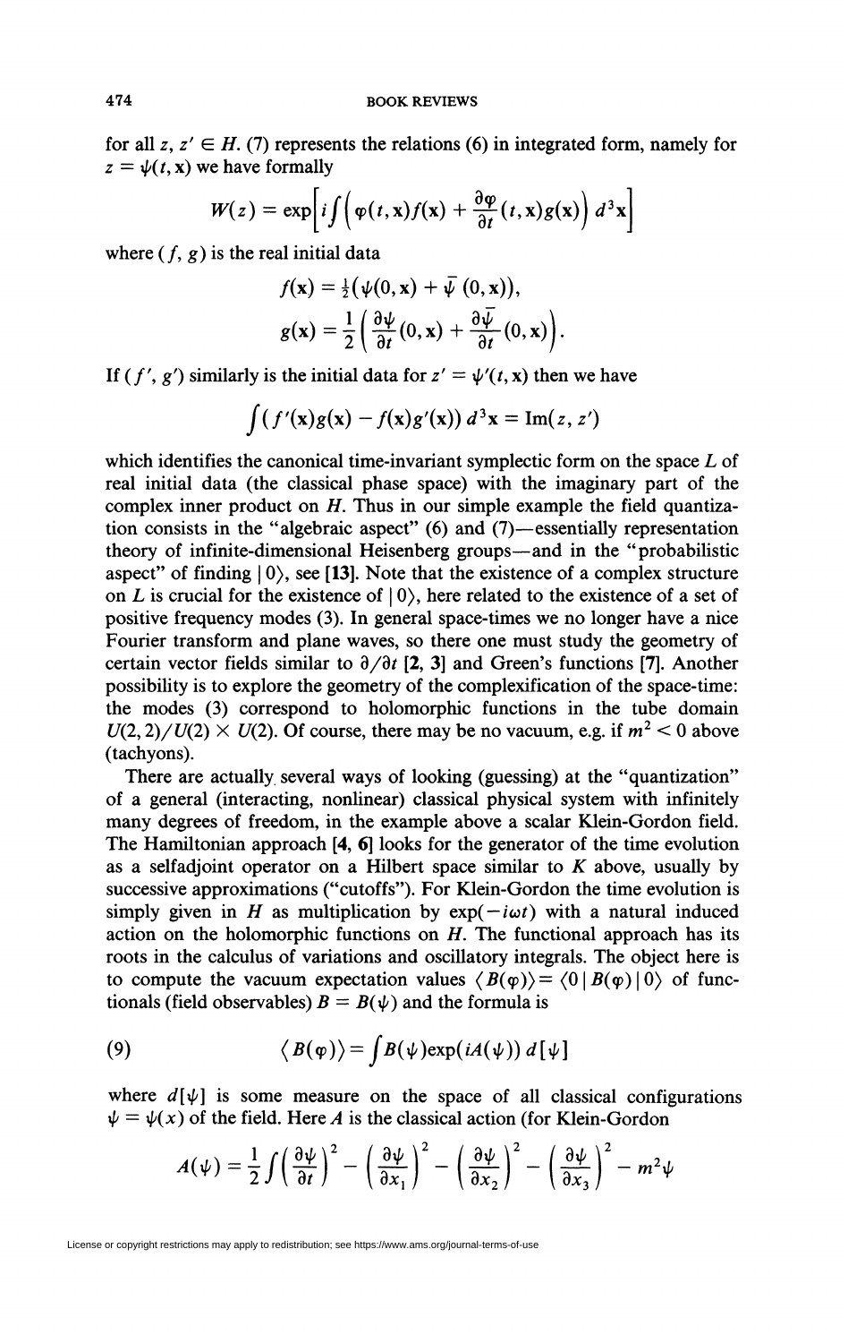for all $z, z' \in H$. (7) represents the relations (6) in integrated form, namely for $z = \psi(t, \mathbf{x})$ we have formally

$$W(z) = \exp\left[i\int\left(\varphi(t,\mathbf{x})f(\mathbf{x}) + \frac{\partial\varphi}{\partial t}(t,\mathbf{x})g(\mathbf{x})\right)d^3\mathbf{x}\right]$$

where $(f, g)$ is the real initial data

$$f(\mathbf{x}) = \tfrac{1}{2}(\psi(0,\mathbf{x}) + \bar{\psi}(0,\mathbf{x})),$$

$$g(\mathbf{x}) = \frac{1}{2}\left(\frac{\partial\psi}{\partial t}(0,\mathbf{x}) + \frac{\partial\bar{\psi}}{\partial t}(0,\mathbf{x})\right).$$

If $(f', g')$ similarly is the initial data for $z' = \psi'(t, \mathbf{x})$ then we have

$$\int(f'(\mathbf{x})g(\mathbf{x}) - f(\mathbf{x})g'(\mathbf{x}))\,d^3\mathbf{x} = \operatorname{Im}(z, z')$$

which identifies the canonical time-invariant symplectic form on the space $L$ of real initial data (the classical phase space) with the imaginary part of the complex inner product on $H$. Thus in our simple example the field quantization consists in the "algebraic aspect" (6) and (7)—essentially representation theory of infinite-dimensional Heisenberg groups—and in the "probabilistic aspect" of finding $|0\rangle$, see **[13]**. Note that the existence of a complex structure on $L$ is crucial for the existence of $|0\rangle$, here related to the existence of a set of positive frequency modes (3). In general space-times we no longer have a nice Fourier transform and plane waves, so there one must study the geometry of certain vector fields similar to $\partial/\partial t$ **[2, 3]** and Green's functions **[7]**. Another possibility is to explore the geometry of the complexification of the space-time: the modes (3) correspond to holomorphic functions in the tube domain $U(2,2)/U(2) \times U(2)$. Of course, there may be no vacuum, e.g. if $m^2 < 0$ above (tachyons).

There are actually several ways of looking (guessing) at the "quantization" of a general (interacting, nonlinear) classical physical system with infinitely many degrees of freedom, in the example above a scalar Klein-Gordon field. The Hamiltonian approach **[4, 6]** looks for the generator of the time evolution as a selfadjoint operator on a Hilbert space similar to $K$ above, usually by successive approximations ("cutoffs"). For Klein-Gordon the time evolution is simply given in $H$ as multiplication by $\exp(-i\omega t)$ with a natural induced action on the holomorphic functions on $H$. The functional approach has its roots in the calculus of variations and oscillatory integrals. The object here is to compute the vacuum expectation values $\langle B(\varphi)\rangle = \langle 0 | B(\varphi) | 0\rangle$ of functionals (field observables) $B = B(\psi)$ and the formula is

$$\langle B(\varphi)\rangle = \int B(\psi)\exp(iA(\psi))\,d[\psi] \tag{9}$$

where $d[\psi]$ is some measure on the space of all classical configurations $\psi = \psi(x)$ of the field. Here $A$ is the classical action (for Klein-Gordon

$$A(\psi) = \frac{1}{2}\int\left(\frac{\partial\psi}{\partial t}\right)^2 - \left(\frac{\partial\psi}{\partial x_1}\right)^2 - \left(\frac{\partial\psi}{\partial x_2}\right)^2 - \left(\frac{\partial\psi}{\partial x_3}\right)^2 - m^2\psi$$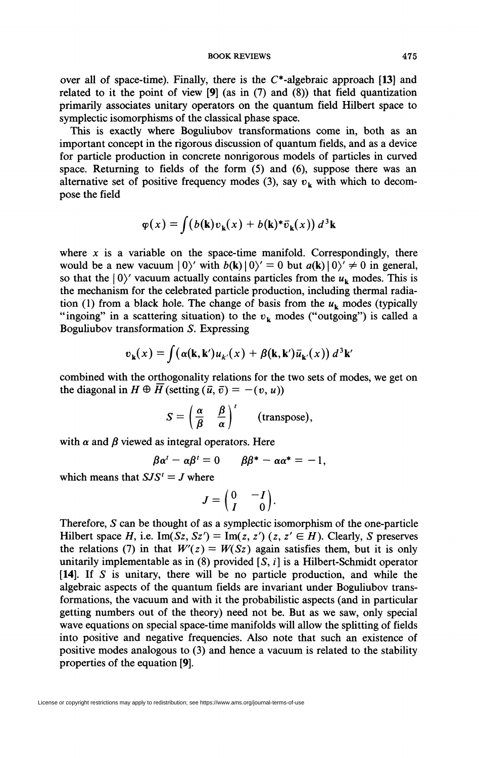over all of space-time). Finally, there is the $C^*$-algebraic approach [13] and related to it the point of view [9] (as in (7) and (8)) that field quantization primarily associates unitary operators on the quantum field Hilbert space to symplectic isomorphisms of the classical phase space.

This is exactly where Boguliubov transformations come in, both as an important concept in the rigorous discussion of quantum fields, and as a device for particle production in concrete nonrigorous models of particles in curved space. Returning to fields of the form (5) and (6), suppose there was an alternative set of positive frequency modes (3), say $v_{\mathbf{k}}$ with which to decompose the field

$$\varphi(x) = \int \left( b(\mathbf{k}) v_{\mathbf{k}}(x) + b(\mathbf{k})^* \bar{v}_{\mathbf{k}}(x) \right) d^3\mathbf{k}$$

where $x$ is a variable on the space-time manifold. Correspondingly, there would be a new vacuum $|\,0\rangle'$ with $b(\mathbf{k})\,|\,0\rangle' = 0$ but $a(\mathbf{k})\,|\,0\rangle' \neq 0$ in general, so that the $|\,0\rangle'$ vacuum actually contains particles from the $u_{\mathbf{k}}$ modes. This is the mechanism for the celebrated particle production, including thermal radiation (1) from a black hole. The change of basis from the $u_{\mathbf{k}}$ modes (typically "ingoing" in a scattering situation) to the $v_{\mathbf{k}}$ modes ("outgoing") is called a Boguliubov transformation $S$. Expressing

$$v_{\mathbf{k}}(x) = \int \left( \alpha(\mathbf{k}, \mathbf{k}') u_{k'}(x) + \beta(\mathbf{k}, \mathbf{k}') \bar{u}_{\mathbf{k}'}(x) \right) d^3\mathbf{k}'$$

combined with the orthogonality relations for the two sets of modes, we get on the diagonal in $H \oplus \overline{H}$ (setting $(\bar{u}, \bar{v}) = -(v, u)$)

$$S = \begin{pmatrix} \alpha & \beta \\ \overline{\beta} & \overline{\alpha} \end{pmatrix}^t \qquad \text{(transpose)},$$

with $\alpha$ and $\beta$ viewed as integral operators. Here

$$\beta\alpha^t - \alpha\beta^t = 0 \qquad \beta\beta^* - \alpha\alpha^* = -1,$$

which means that $SJS^t = J$ where

$$J = \begin{pmatrix} 0 & -I \\ I & 0 \end{pmatrix}.$$

Therefore, $S$ can be thought of as a symplectic isomorphism of the one-particle Hilbert space $H$, i.e. $\operatorname{Im}(Sz, Sz') = \operatorname{Im}(z, z')$ $(z, z' \in H)$. Clearly, $S$ preserves the relations (7) in that $W'(z) = W(Sz)$ again satisfies them, but it is only unitarily implementable as in (8) provided $[S, i]$ is a Hilbert-Schmidt operator [14]. If $S$ is unitary, there will be no particle production, and while the algebraic aspects of the quantum fields are invariant under Boguliubov transformations, the vacuum and with it the probabilistic aspects (and in particular getting numbers out of the theory) need not be. But as we saw, only special wave equations on special space-time manifolds will allow the splitting of fields into positive and negative frequencies. Also note that such an existence of positive modes analogous to (3) and hence a vacuum is related to the stability properties of the equation [9].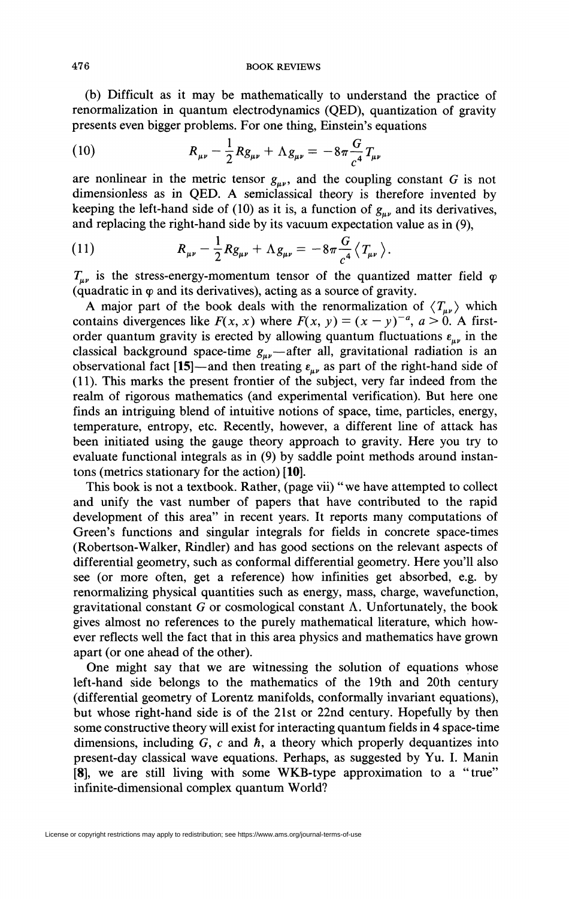(b) Difficult as it may be mathematically to understand the practice of renormalization in quantum electrodynamics (QED), quantization of gravity presents even bigger problems. For one thing, Einstein's equations

$$R_{\mu\nu} - \frac{1}{2}Rg_{\mu\nu} + \Lambda g_{\mu\nu} = -8\pi\frac{G}{c^4}T_{\mu\nu} \tag{10}$$

are nonlinear in the metric tensor $g_{\mu\nu}$, and the coupling constant $G$ is not dimensionless as in QED. A semiclassical theory is therefore invented by keeping the left-hand side of (10) as it is, a function of $g_{\mu\nu}$ and its derivatives, and replacing the right-hand side by its vacuum expectation value as in (9),

$$R_{\mu\nu} - \frac{1}{2}Rg_{\mu\nu} + \Lambda g_{\mu\nu} = -8\pi\frac{G}{c^4}\langle T_{\mu\nu}\rangle. \tag{11}$$

$T_{\mu\nu}$ is the stress-energy-momentum tensor of the quantized matter field $\varphi$ (quadratic in $\varphi$ and its derivatives), acting as a source of gravity.

A major part of the book deals with the renormalization of $\langle T_{\mu\nu}\rangle$ which contains divergences like $F(x, x)$ where $F(x, y) = (x - y)^{-a}$, $a > 0$. A first-order quantum gravity is erected by allowing quantum fluctuations $\varepsilon_{\mu\nu}$ in the classical background space-time $g_{\mu\nu}$—after all, gravitational radiation is an observational fact **[15]**—and then treating $\varepsilon_{\mu\nu}$ as part of the right-hand side of (11). This marks the present frontier of the subject, very far indeed from the realm of rigorous mathematics (and experimental verification). But here one finds an intriguing blend of intuitive notions of space, time, particles, energy, temperature, entropy, etc. Recently, however, a different line of attack has been initiated using the gauge theory approach to gravity. Here you try to evaluate functional integrals as in (9) by saddle point methods around instantons (metrics stationary for the action) **[10]**.

This book is not a textbook. Rather, (page vii) "we have attempted to collect and unify the vast number of papers that have contributed to the rapid development of this area" in recent years. It reports many computations of Green's functions and singular integrals for fields in concrete space-times (Robertson-Walker, Rindler) and has good sections on the relevant aspects of differential geometry, such as conformal differential geometry. Here you'll also see (or more often, get a reference) how infinities get absorbed, e.g. by renormalizing physical quantities such as energy, mass, charge, wavefunction, gravitational constant $G$ or cosmological constant $\Lambda$. Unfortunately, the book gives almost no references to the purely mathematical literature, which however reflects well the fact that in this area physics and mathematics have grown apart (or one ahead of the other).

One might say that we are witnessing the solution of equations whose left-hand side belongs to the mathematics of the 19th and 20th century (differential geometry of Lorentz manifolds, conformally invariant equations), but whose right-hand side is of the 21st or 22nd century. Hopefully by then some constructive theory will exist for interacting quantum fields in 4 space-time dimensions, including $G$, $c$ and $\hbar$, a theory which properly dequantizes into present-day classical wave equations. Perhaps, as suggested by Yu. I. Manin **[8]**, we are still living with some WKB-type approximation to a "true" infinite-dimensional complex quantum World?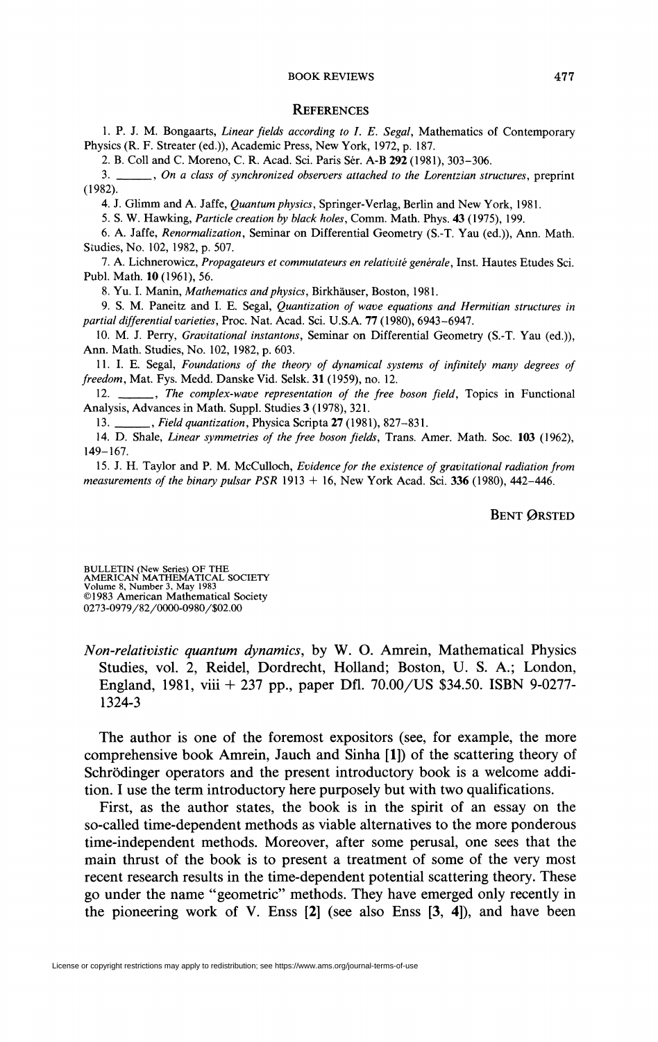## REFERENCES

1. P. J. M. Bongaarts, *Linear fields according to I. E. Segal*, Mathematics of Contemporary Physics (R. F. Streater (ed.)), Academic Press, New York, 1972, p. 187.

2. B. Coll and C. Moreno, C. R. Acad. Sci. Paris Sér. A-B **292** (1981), 303–306.

3. ______, *On a class of synchronized observers attached to the Lorentzian structures*, preprint (1982).

4. J. Glimm and A. Jaffe, *Quantum physics*, Springer-Verlag, Berlin and New York, 1981.

5. S. W. Hawking, *Particle creation by black holes*, Comm. Math. Phys. **43** (1975), 199.

6. A. Jaffe, *Renormalization*, Seminar on Differential Geometry (S.-T. Yau (ed.)), Ann. Math. Studies, No. 102, 1982, p. 507.

7. A. Lichnerowicz, *Propagateurs et commutateurs en relativité generale*, Inst. Hautes Etudes Sci. Publ. Math. **10** (1961), 56.

8. Yu. I. Manin, *Mathematics and physics*, Birkhäuser, Boston, 1981.

9. S. M. Paneitz and I. E. Segal, *Quantization of wave equations and Hermitian structures in partial differential varieties*, Proc. Nat. Acad. Sci. U.S.A. **77** (1980), 6943–6947.

10. M. J. Perry, *Gravitational instantons*, Seminar on Differential Geometry (S.-T. Yau (ed.)), Ann. Math. Studies, No. 102, 1982, p. 603.

11. I. E. Segal, *Foundations of the theory of dynamical systems of infinitely many degrees of freedom*, Mat. Fys. Medd. Danske Vid. Selsk. **31** (1959), no. 12.

12. ______, *The complex-wave representation of the free boson field*, Topics in Functional Analysis, Advances in Math. Suppl. Studies **3** (1978), 321.

13. ______, *Field quantization*, Physica Scripta **27** (1981), 827–831.

14. D. Shale, *Linear symmetries of the free boson fields*, Trans. Amer. Math. Soc. **103** (1962), 149–167.

15. J. H. Taylor and P. M. McCulloch, *Evidence for the existence of gravitational radiation from measurements of the binary pulsar PSR* 1913 + 16, New York Acad. Sci. **336** (1980), 442–446.

BENT ØRSTED

BULLETIN (New Series) OF THE AMERICAN MATHEMATICAL SOCIETY
Volume 8, Number 3, May 1983
©1983 American Mathematical Society
0273-0979/82/0000-0980/$02.00

*Non-relativistic quantum dynamics*, by W. O. Amrein, Mathematical Physics Studies, vol. 2, Reidel, Dordrecht, Holland; Boston, U. S. A.; London, England, 1981, viii + 237 pp., paper Dfl. 70.00/US $34.50. ISBN 9-0277-1324-3

The author is one of the foremost expositors (see, for example, the more comprehensive book Amrein, Jauch and Sinha **[1]**) of the scattering theory of Schrödinger operators and the present introductory book is a welcome addition. I use the term introductory here purposely but with two qualifications.

First, as the author states, the book is in the spirit of an essay on the so-called time-dependent methods as viable alternatives to the more ponderous time-independent methods. Moreover, after some perusal, one sees that the main thrust of the book is to present a treatment of some of the very most recent research results in the time-dependent potential scattering theory. These go under the name "geometric" methods. They have emerged only recently in the pioneering work of V. Enss **[2]** (see also Enss **[3, 4]**), and have been